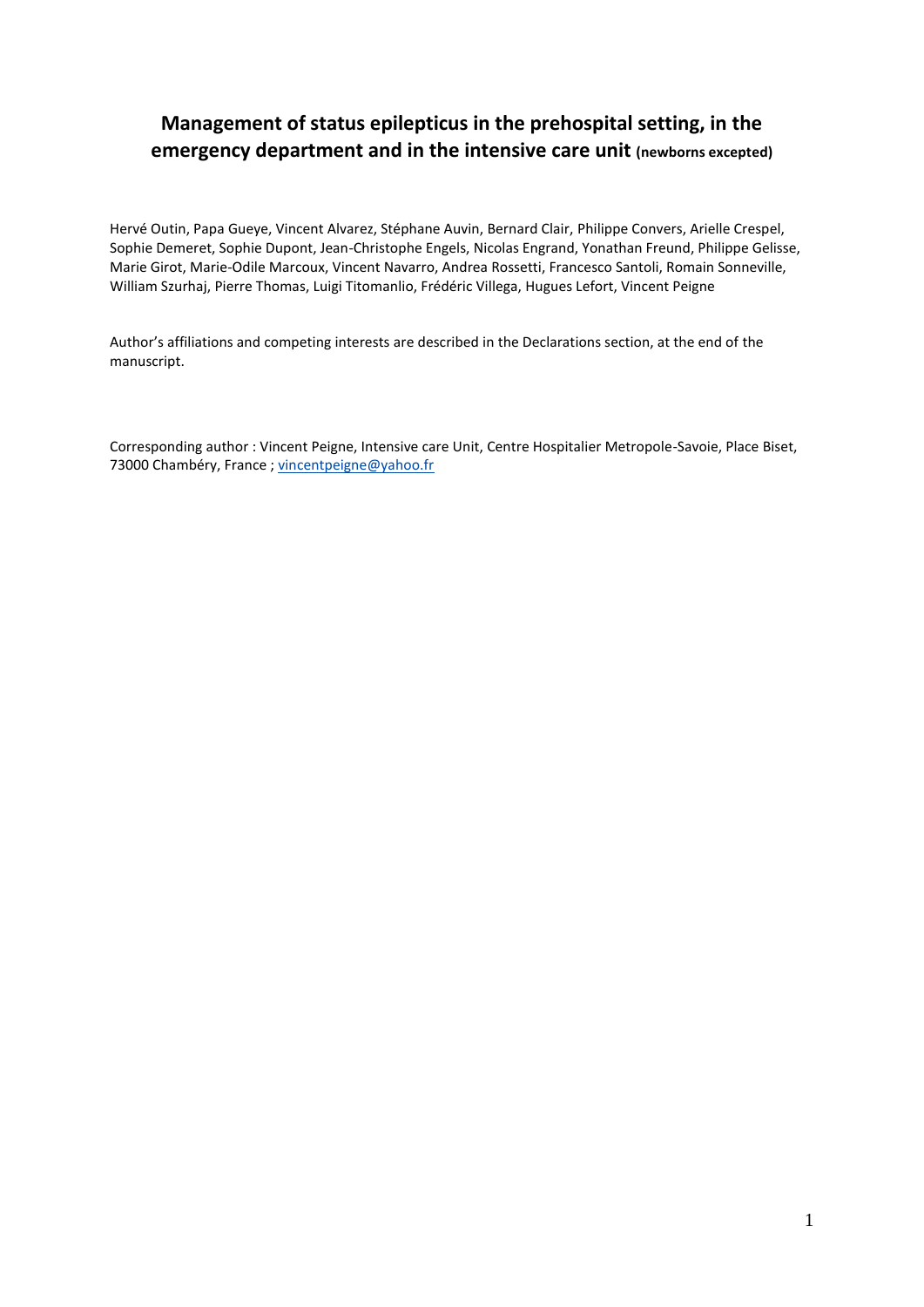# Management of status epilepticus in the prehospital setting, in the emergency department and in the intensive care unit (newborns excepted)

Hervé Outin, Papa Gueye, Vincent Alvarez, Stéphane Auvin, Bernard Clair, Philippe Convers, Arielle Crespel, Sophie Demeret, Sophie Dupont, Jean-Christophe Engels, Nicolas Engrand, Yonathan Freund, Philippe Gelisse, Marie Girot, Marie-Odile Marcoux, Vincent Navarro, Andrea Rossetti, Francesco Santoli, Romain Sonneville, William Szurhaj, Pierre Thomas, Luigi Titomanlio, Frédéric Villega, Hugues Lefort, Vincent Peigne

Author's affiliations and competing interests are described in the Declarations section, at the end of the manuscript.

Corresponding author : Vincent Peigne, Intensive care Unit, Centre Hospitalier Metropole-Savoie, Place Biset, 73000 Chambéry, France ; vincentpeigne@yahoo.fr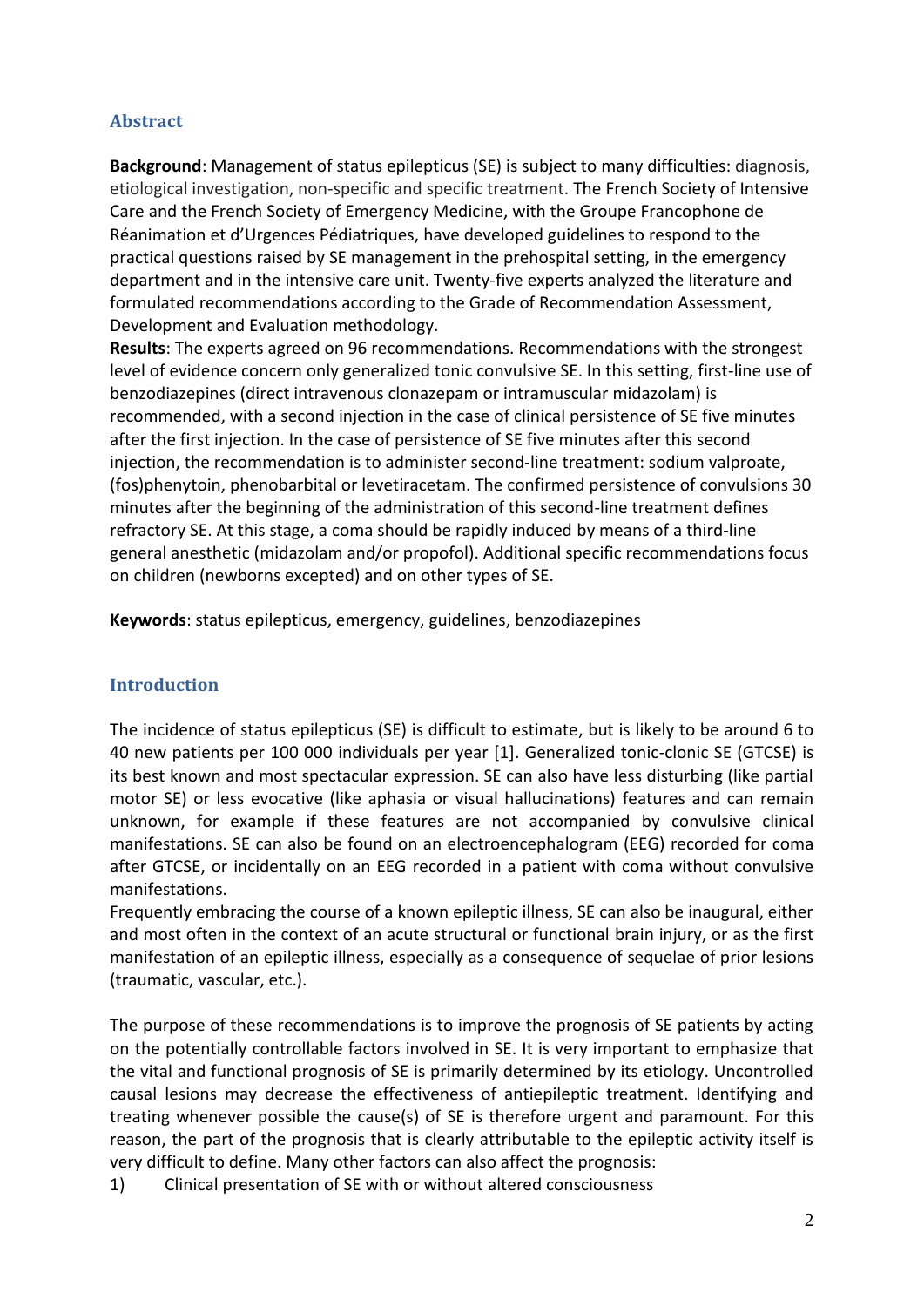## Abstract

**Background**: Management of status epilepticus (SE) is subject to many difficulties: diagnosis, etiological investigation, non-specific and specific treatment. The French Society of Intensive Care and the French Society of Emergency Medicine, with the Groupe Francophone de Réanimation et d'Urgences Pédiatriques, have developed guidelines to respond to the practical questions raised by SE management in the prehospital setting, in the emergency department and in the intensive care unit. Twenty-five experts analyzed the literature and formulated recommendations according to the Grade of Recommendation Assessment, Development and Evaluation methodology.

**Results**: The experts agreed on 96 recommendations. Recommendations with the strongest level of evidence concern only generalized tonic convulsive SE. In this setting, first-line use of benzodiazepines (direct intravenous clonazepam or intramuscular midazolam) is recommended, with a second injection in the case of clinical persistence of SE five minutes after the first injection. In the case of persistence of SE five minutes after this second injection, the recommendation is to administer second-line treatment: sodium valproate, (fos)phenytoin, phenobarbital or levetiracetam. The confirmed persistence of convulsions 30 minutes after the beginning of the administration of this second-line treatment defines refractory SE. At this stage, a coma should be rapidly induced by means of a third-line general anesthetic (midazolam and/or propofol). Additional specific recommendations focus on children (newborns excepted) and on other types of SE.

**Keywords**: status epilepticus, emergency, guidelines, benzodiazepines

## Introduction

The incidence of status epilepticus (SE) is difficult to estimate, but is likely to be around 6 to 40 new patients per 100 000 individuals per year [1]. Generalized tonic-clonic SE (GTCSE) is its best known and most spectacular expression. SE can also have less disturbing (like partial motor SE) or less evocative (like aphasia or visual hallucinations) features and can remain unknown, for example if these features are not accompanied by convulsive clinical manifestations. SE can also be found on an electroencephalogram (EEG) recorded for coma after GTCSE, or incidentally on an EEG recorded in a patient with coma without convulsive manifestations.

Frequently embracing the course of a known epileptic illness, SE can also be inaugural, either and most often in the context of an acute structural or functional brain injury, or as the first manifestation of an epileptic illness, especially as a consequence of sequelae of prior lesions (traumatic, vascular, etc.).

The purpose of these recommendations is to improve the prognosis of SE patients by acting on the potentially controllable factors involved in SE. It is very important to emphasize that the vital and functional prognosis of SE is primarily determined by its etiology. Uncontrolled causal lesions may decrease the effectiveness of antiepileptic treatment. Identifying and treating whenever possible the cause(s) of SE is therefore urgent and paramount. For this reason, the part of the prognosis that is clearly attributable to the epileptic activity itself is very difficult to define. Many other factors can also affect the prognosis:

1) Clinical presentation of SE with or without altered consciousness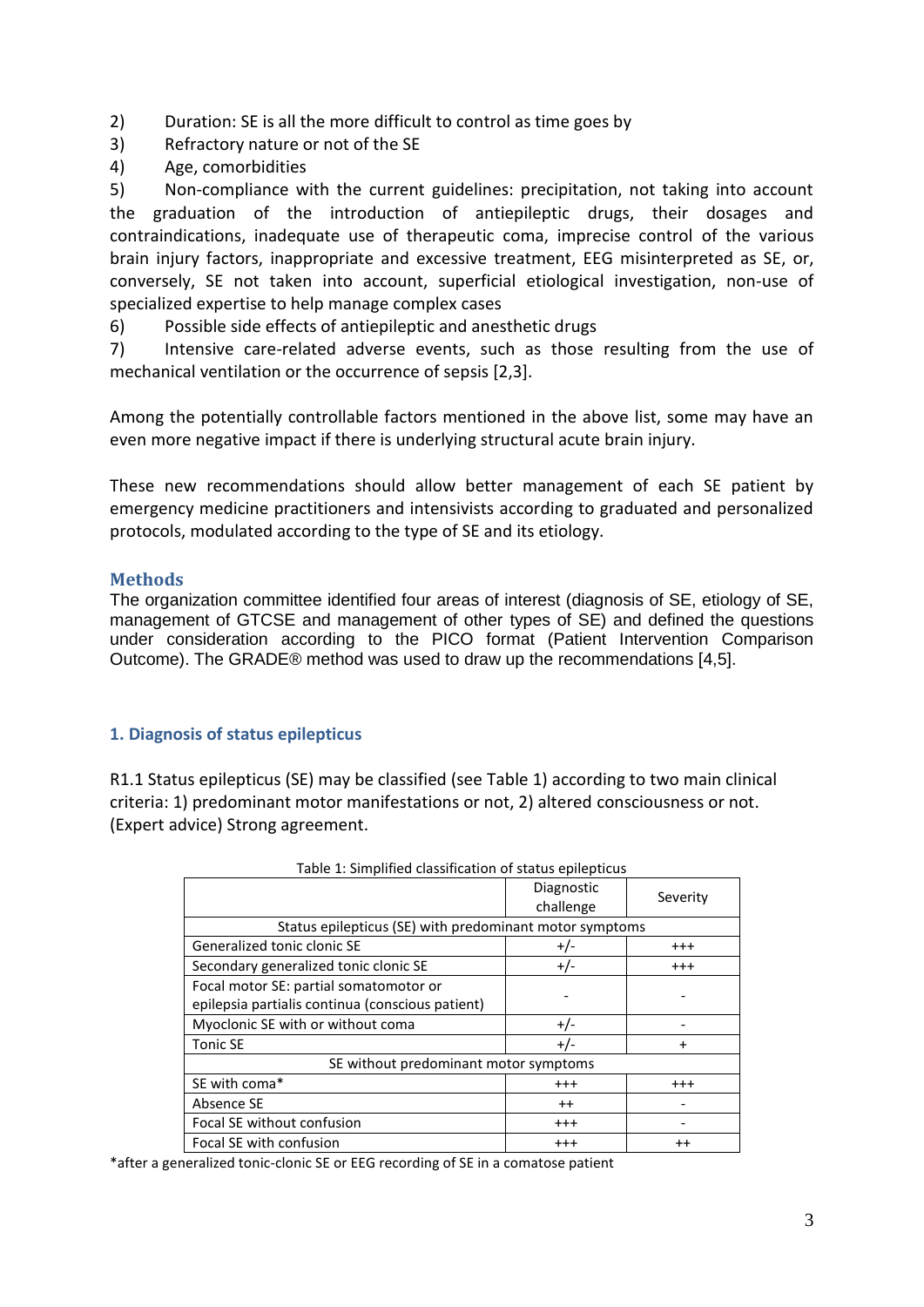2) Duration: SE is all the more difficult to control as time goes by
3) Refractory nature or not of the SE
4) Age, comorbidities
5) Non-compliance with the current guidelines: precipitation, not taking into account the graduation of the introduction of antiepileptic drugs, their dosages and contraindications, inadequate use of therapeutic coma, imprecise control of the various brain injury factors, inappropriate and excessive treatment, EEG misinterpreted as SE, or, conversely, SE not taken into account, superficial etiological investigation, non-use of specialized expertise to help manage complex cases
6) Possible side effects of antiepileptic and anesthetic drugs
7) Intensive care-related adverse events, such as those resulting from the use of mechanical ventilation or the occurrence of sepsis [2,3].

Among the potentially controllable factors mentioned in the above list, some may have an even more negative impact if there is underlying structural acute brain injury.

These new recommendations should allow better management of each SE patient by emergency medicine practitioners and intensivists according to graduated and personalized protocols, modulated according to the type of SE and its etiology.

## Methods

The organization committee identified four areas of interest (diagnosis of SE, etiology of SE, management of GTCSE and management of other types of SE) and defined the questions under consideration according to the PICO format (Patient Intervention Comparison Outcome). The GRADE® method was used to draw up the recommendations [4,5].

### 1. Diagnosis of status epilepticus

R1.1 Status epilepticus (SE) may be classified (see Table 1) according to two main clinical criteria: 1) predominant motor manifestations or not, 2) altered consciousness or not. (Expert advice) Strong agreement.

Table 1: Simplified classification of status epilepticus

| | Diagnostic challenge | Severity |
|---|---|---|
| Status epilepticus (SE) with predominant motor symptoms | | |
| Generalized tonic clonic SE | +/- | +++ |
| Secondary generalized tonic clonic SE | +/- | +++ |
| Focal motor SE: partial somatomotor or epilepsia partialis continua (conscious patient) | - | - |
| Myoclonic SE with or without coma | +/- | - |
| Tonic SE | +/- | + |
| SE without predominant motor symptoms | | |
| SE with coma* | +++ | +++ |
| Absence SE | ++ | - |
| Focal SE without confusion | +++ | - |
| Focal SE with confusion | +++ | ++ |

*after a generalized tonic-clonic SE or EEG recording of SE in a comatose patient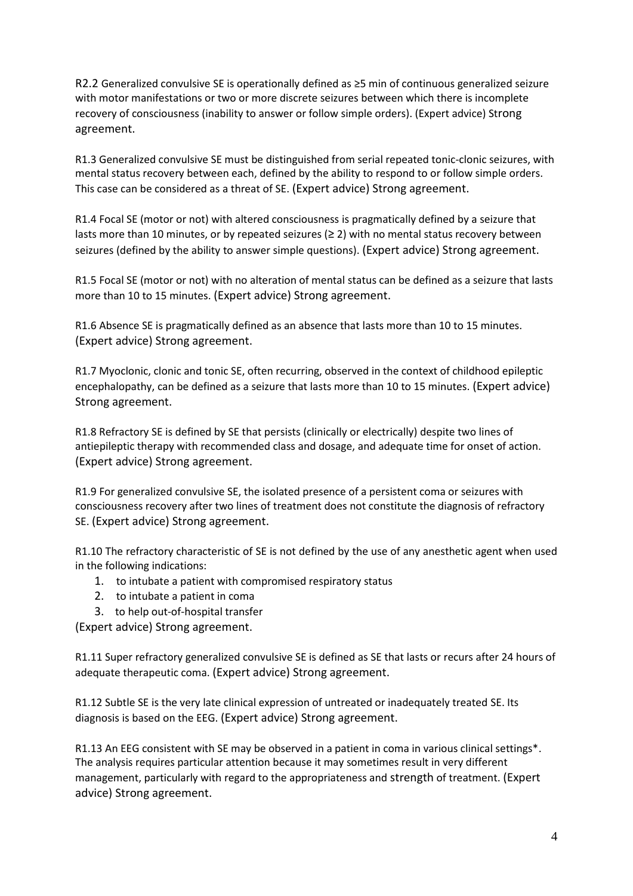R2.2 Generalized convulsive SE is operationally defined as ≥5 min of continuous generalized seizure with motor manifestations or two or more discrete seizures between which there is incomplete recovery of consciousness (inability to answer or follow simple orders). (Expert advice) Strong agreement.

R1.3 Generalized convulsive SE must be distinguished from serial repeated tonic-clonic seizures, with mental status recovery between each, defined by the ability to respond to or follow simple orders. This case can be considered as a threat of SE. (Expert advice) Strong agreement.

R1.4 Focal SE (motor or not) with altered consciousness is pragmatically defined by a seizure that lasts more than 10 minutes, or by repeated seizures (≥ 2) with no mental status recovery between seizures (defined by the ability to answer simple questions). (Expert advice) Strong agreement.

R1.5 Focal SE (motor or not) with no alteration of mental status can be defined as a seizure that lasts more than 10 to 15 minutes. (Expert advice) Strong agreement.

R1.6 Absence SE is pragmatically defined as an absence that lasts more than 10 to 15 minutes. (Expert advice) Strong agreement.

R1.7 Myoclonic, clonic and tonic SE, often recurring, observed in the context of childhood epileptic encephalopathy, can be defined as a seizure that lasts more than 10 to 15 minutes. (Expert advice) Strong agreement.

R1.8 Refractory SE is defined by SE that persists (clinically or electrically) despite two lines of antiepileptic therapy with recommended class and dosage, and adequate time for onset of action. (Expert advice) Strong agreement.

R1.9 For generalized convulsive SE, the isolated presence of a persistent coma or seizures with consciousness recovery after two lines of treatment does not constitute the diagnosis of refractory SE. (Expert advice) Strong agreement.

R1.10 The refractory characteristic of SE is not defined by the use of any anesthetic agent when used in the following indications:

1. to intubate a patient with compromised respiratory status
2. to intubate a patient in coma
3. to help out-of-hospital transfer

(Expert advice) Strong agreement.

R1.11 Super refractory generalized convulsive SE is defined as SE that lasts or recurs after 24 hours of adequate therapeutic coma. (Expert advice) Strong agreement.

R1.12 Subtle SE is the very late clinical expression of untreated or inadequately treated SE. Its diagnosis is based on the EEG. (Expert advice) Strong agreement.

R1.13 An EEG consistent with SE may be observed in a patient in coma in various clinical settings*. The analysis requires particular attention because it may sometimes result in very different management, particularly with regard to the appropriateness and strength of treatment. (Expert advice) Strong agreement.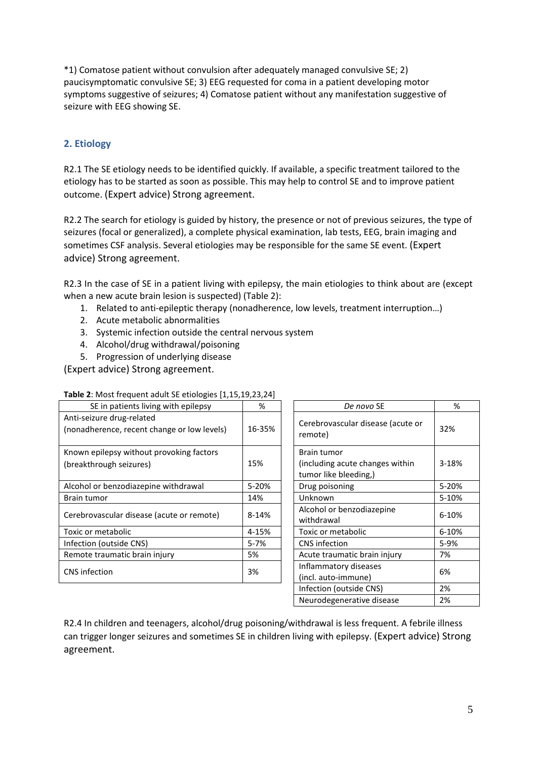*1) Comatose patient without convulsion after adequately managed convulsive SE; 2) paucisymptomatic convulsive SE; 3) EEG requested for coma in a patient developing motor symptoms suggestive of seizures; 4) Comatose patient without any manifestation suggestive of seizure with EEG showing SE.

## 2. Etiology

R2.1 The SE etiology needs to be identified quickly. If available, a specific treatment tailored to the etiology has to be started as soon as possible. This may help to control SE and to improve patient outcome. (Expert advice) Strong agreement.

R2.2 The search for etiology is guided by history, the presence or not of previous seizures, the type of seizures (focal or generalized), a complete physical examination, lab tests, EEG, brain imaging and sometimes CSF analysis. Several etiologies may be responsible for the same SE event. (Expert advice) Strong agreement.

R2.3 In the case of SE in a patient living with epilepsy, the main etiologies to think about are (except when a new acute brain lesion is suspected) (Table 2):

1. Related to anti-epileptic therapy (nonadherence, low levels, treatment interruption…)
2. Acute metabolic abnormalities
3. Systemic infection outside the central nervous system
4. Alcohol/drug withdrawal/poisoning
5. Progression of underlying disease

(Expert advice) Strong agreement.

**Table 2**: Most frequent adult SE etiologies [1,15,19,23,24]

| SE in patients living with epilepsy | % |
|---|---|
| Anti-seizure drug-related (nonadherence, recent change or low levels) | 16-35% |
| Known epilepsy without provoking factors (breakthrough seizures) | 15% |
| Alcohol or benzodiazepine withdrawal | 5-20% |
| Brain tumor | 14% |
| Cerebrovascular disease (acute or remote) | 8-14% |
| Toxic or metabolic | 4-15% |
| Infection (outside CNS) | 5-7% |
| Remote traumatic brain injury | 5% |
| CNS infection | 3% |

| *De novo* SE | % |
|---|---|
| Cerebrovascular disease (acute or remote) | 32% |
| Brain tumor (including acute changes within tumor like bleeding,) | 3-18% |
| Drug poisoning | 5-20% |
| Unknown | 5-10% |
| Alcohol or benzodiazepine withdrawal | 6-10% |
| Toxic or metabolic | 6-10% |
| CNS infection | 5-9% |
| Acute traumatic brain injury | 7% |
| Inflammatory diseases (incl. auto-immune) | 6% |
| Infection (outside CNS) | 2% |
| Neurodegenerative disease | 2% |

R2.4 In children and teenagers, alcohol/drug poisoning/withdrawal is less frequent. A febrile illness can trigger longer seizures and sometimes SE in children living with epilepsy. (Expert advice) Strong agreement.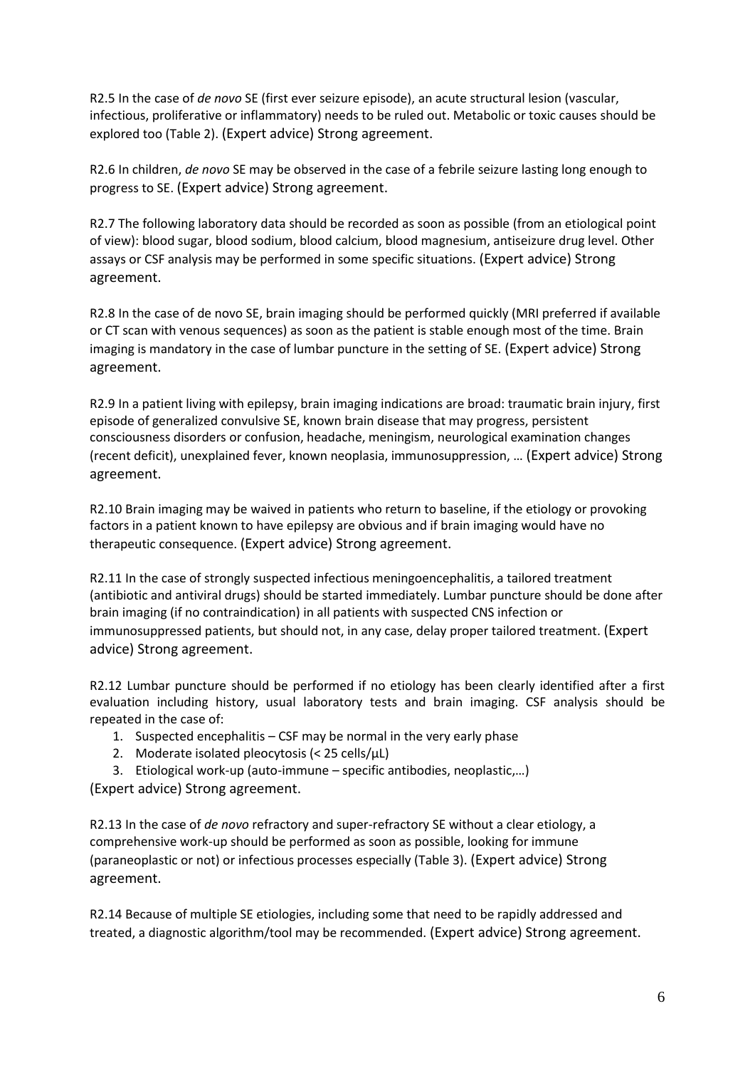R2.5 In the case of *de novo* SE (first ever seizure episode), an acute structural lesion (vascular, infectious, proliferative or inflammatory) needs to be ruled out. Metabolic or toxic causes should be explored too (Table 2). (Expert advice) Strong agreement.

R2.6 In children, *de novo* SE may be observed in the case of a febrile seizure lasting long enough to progress to SE. (Expert advice) Strong agreement.

R2.7 The following laboratory data should be recorded as soon as possible (from an etiological point of view): blood sugar, blood sodium, blood calcium, blood magnesium, antiseizure drug level. Other assays or CSF analysis may be performed in some specific situations. (Expert advice) Strong agreement.

R2.8 In the case of de novo SE, brain imaging should be performed quickly (MRI preferred if available or CT scan with venous sequences) as soon as the patient is stable enough most of the time. Brain imaging is mandatory in the case of lumbar puncture in the setting of SE. (Expert advice) Strong agreement.

R2.9 In a patient living with epilepsy, brain imaging indications are broad: traumatic brain injury, first episode of generalized convulsive SE, known brain disease that may progress, persistent consciousness disorders or confusion, headache, meningism, neurological examination changes (recent deficit), unexplained fever, known neoplasia, immunosuppression, … (Expert advice) Strong agreement.

R2.10 Brain imaging may be waived in patients who return to baseline, if the etiology or provoking factors in a patient known to have epilepsy are obvious and if brain imaging would have no therapeutic consequence. (Expert advice) Strong agreement.

R2.11 In the case of strongly suspected infectious meningoencephalitis, a tailored treatment (antibiotic and antiviral drugs) should be started immediately. Lumbar puncture should be done after brain imaging (if no contraindication) in all patients with suspected CNS infection or immunosuppressed patients, but should not, in any case, delay proper tailored treatment. (Expert advice) Strong agreement.

R2.12 Lumbar puncture should be performed if no etiology has been clearly identified after a first evaluation including history, usual laboratory tests and brain imaging. CSF analysis should be repeated in the case of:

1. Suspected encephalitis – CSF may be normal in the very early phase
2. Moderate isolated pleocytosis (< 25 cells/μL)
3. Etiological work-up (auto-immune – specific antibodies, neoplastic,…)

(Expert advice) Strong agreement.

R2.13 In the case of *de novo* refractory and super-refractory SE without a clear etiology, a comprehensive work-up should be performed as soon as possible, looking for immune (paraneoplastic or not) or infectious processes especially (Table 3). (Expert advice) Strong agreement.

R2.14 Because of multiple SE etiologies, including some that need to be rapidly addressed and treated, a diagnostic algorithm/tool may be recommended. (Expert advice) Strong agreement.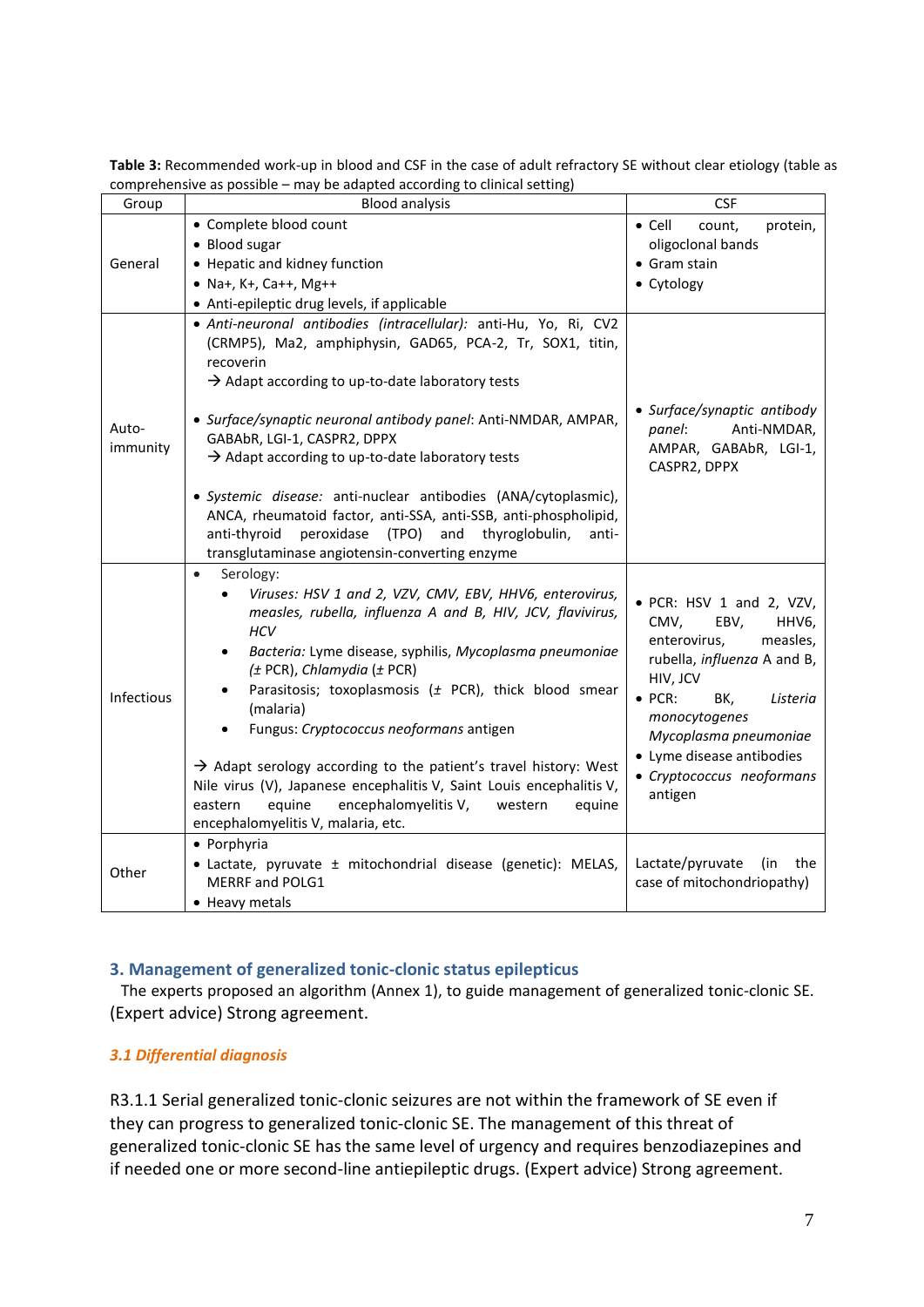**Table 3:** Recommended work-up in blood and CSF in the case of adult refractory SE without clear etiology (table as comprehensive as possible – may be adapted according to clinical setting)

| Group | Blood analysis | CSF |
|---|---|---|
| General | • Complete blood count<br>• Blood sugar<br>• Hepatic and kidney function<br>• Na+, K+, Ca++, Mg++<br>• Anti-epileptic drug levels, if applicable | • Cell count, protein, oligoclonal bands<br>• Gram stain<br>• Cytology |
| Auto-immunity | • *Anti-neuronal antibodies (intracellular):* anti-Hu, Yo, Ri, CV2 (CRMP5), Ma2, amphiphysin, GAD65, PCA-2, Tr, SOX1, titin, recoverin<br>→ Adapt according to up-to-date laboratory tests<br><br>• *Surface/synaptic neuronal antibody panel*: Anti-NMDAR, AMPAR, GABAbR, LGI-1, CASPR2, DPPX<br>→ Adapt according to up-to-date laboratory tests<br><br>• *Systemic disease:* anti-nuclear antibodies (ANA/cytoplasmic), ANCA, rheumatoid factor, anti-SSA, anti-SSB, anti-phospholipid, anti-thyroid peroxidase (TPO) and thyroglobulin, anti-transglutaminase angiotensin-converting enzyme | • *Surface/synaptic antibody panel*: Anti-NMDAR, AMPAR, GABAbR, LGI-1, CASPR2, DPPX |
| Infectious | • Serology:<br>  • *Viruses: HSV 1 and 2, VZV, CMV, EBV, HHV6, enterovirus, measles, rubella, influenza A and B, HIV, JCV, flavivirus, HCV*<br>  • *Bacteria:* Lyme disease, syphilis, *Mycoplasma pneumoniae* (± PCR), *Chlamydia* (± PCR)<br>  • Parasitosis; toxoplasmosis (± PCR), thick blood smear (malaria)<br>  • Fungus: *Cryptococcus neoformans* antigen<br><br>→ Adapt serology according to the patient's travel history: West Nile virus (V), Japanese encephalitis V, Saint Louis encephalitis V, eastern equine encephalomyelitis V, western equine encephalomyelitis V, malaria, etc. | • PCR: HSV 1 and 2, VZV, CMV, EBV, HHV6, enterovirus, measles, rubella, *influenza* A and B, HIV, JCV<br>• PCR: BK, *Listeria monocytogenes Mycoplasma pneumoniae*<br>• Lyme disease antibodies<br>• *Cryptococcus neoformans* antigen |
| Other | • Porphyria<br>• Lactate, pyruvate ± mitochondrial disease (genetic): MELAS, MERRF and POLG1<br>• Heavy metals | Lactate/pyruvate (in the case of mitochondriopathy) |

## 3. Management of generalized tonic-clonic status epilepticus

The experts proposed an algorithm (Annex 1), to guide management of generalized tonic-clonic SE. (Expert advice) Strong agreement.

### *3.1 Differential diagnosis*

R3.1.1 Serial generalized tonic-clonic seizures are not within the framework of SE even if they can progress to generalized tonic-clonic SE. The management of this threat of generalized tonic-clonic SE has the same level of urgency and requires benzodiazepines and if needed one or more second-line antiepileptic drugs. (Expert advice) Strong agreement.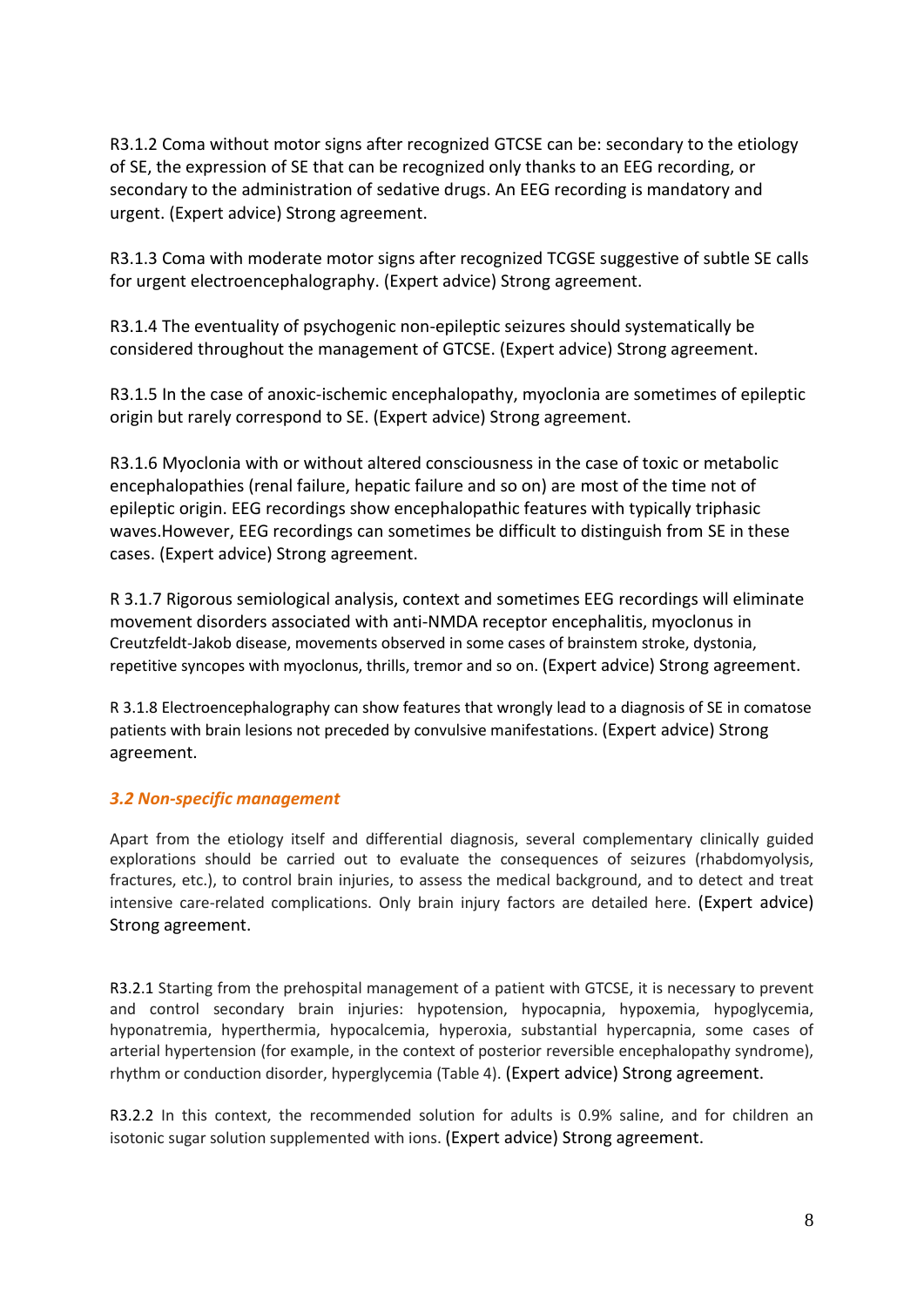R3.1.2 Coma without motor signs after recognized GTCSE can be: secondary to the etiology of SE, the expression of SE that can be recognized only thanks to an EEG recording, or secondary to the administration of sedative drugs. An EEG recording is mandatory and urgent. (Expert advice) Strong agreement.

R3.1.3 Coma with moderate motor signs after recognized TCGSE suggestive of subtle SE calls for urgent electroencephalography. (Expert advice) Strong agreement.

R3.1.4 The eventuality of psychogenic non-epileptic seizures should systematically be considered throughout the management of GTCSE. (Expert advice) Strong agreement.

R3.1.5 In the case of anoxic-ischemic encephalopathy, myoclonia are sometimes of epileptic origin but rarely correspond to SE. (Expert advice) Strong agreement.

R3.1.6 Myoclonia with or without altered consciousness in the case of toxic or metabolic encephalopathies (renal failure, hepatic failure and so on) are most of the time not of epileptic origin. EEG recordings show encephalopathic features with typically triphasic waves.However, EEG recordings can sometimes be difficult to distinguish from SE in these cases. (Expert advice) Strong agreement.

R 3.1.7 Rigorous semiological analysis, context and sometimes EEG recordings will eliminate movement disorders associated with anti-NMDA receptor encephalitis, myoclonus in Creutzfeldt-Jakob disease, movements observed in some cases of brainstem stroke, dystonia, repetitive syncopes with myoclonus, thrills, tremor and so on. (Expert advice) Strong agreement.

R 3.1.8 Electroencephalography can show features that wrongly lead to a diagnosis of SE in comatose patients with brain lesions not preceded by convulsive manifestations. (Expert advice) Strong agreement.

### *3.2 Non-specific management*

Apart from the etiology itself and differential diagnosis, several complementary clinically guided explorations should be carried out to evaluate the consequences of seizures (rhabdomyolysis, fractures, etc.), to control brain injuries, to assess the medical background, and to detect and treat intensive care-related complications. Only brain injury factors are detailed here. (Expert advice) Strong agreement.

R3.2.1 Starting from the prehospital management of a patient with GTCSE, it is necessary to prevent and control secondary brain injuries: hypotension, hypocapnia, hypoxemia, hypoglycemia, hyponatremia, hyperthermia, hypocalcemia, hyperoxia, substantial hypercapnia, some cases of arterial hypertension (for example, in the context of posterior reversible encephalopathy syndrome), rhythm or conduction disorder, hyperglycemia (Table 4). (Expert advice) Strong agreement.

R3.2.2 In this context, the recommended solution for adults is 0.9% saline, and for children an isotonic sugar solution supplemented with ions. (Expert advice) Strong agreement.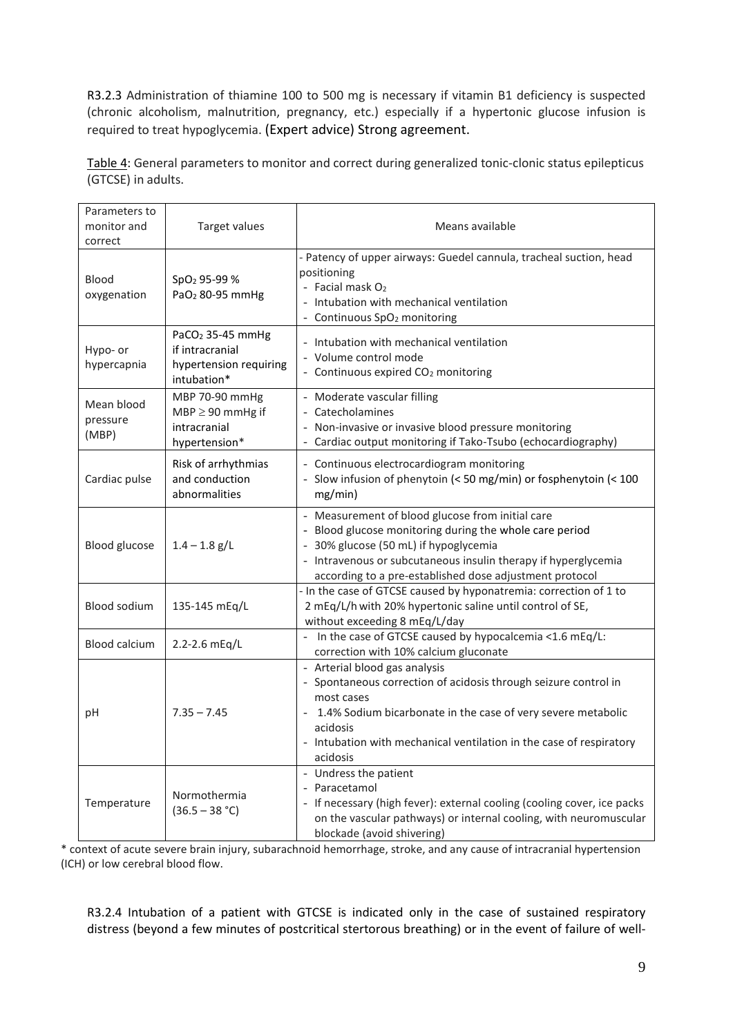R3.2.3 Administration of thiamine 100 to 500 mg is necessary if vitamin B1 deficiency is suspected (chronic alcoholism, malnutrition, pregnancy, etc.) especially if a hypertonic glucose infusion is required to treat hypoglycemia. (Expert advice) Strong agreement.

Table 4: General parameters to monitor and correct during generalized tonic-clonic status epilepticus (GTCSE) in adults.

| Parameters to monitor and correct | Target values | Means available |
|---|---|---|
| Blood oxygenation | $SpO_2$ 95-99 %<br>$PaO_2$ 80-95 mmHg | - Patency of upper airways: Guedel cannula, tracheal suction, head positioning<br>- Facial mask $O_2$<br>- Intubation with mechanical ventilation<br>- Continuous $SpO_2$ monitoring |
| Hypo- or hypercapnia | $PaCO_2$ 35-45 mmHg if intracranial hypertension requiring intubation* | - Intubation with mechanical ventilation<br>- Volume control mode<br>- Continuous expired $CO_2$ monitoring |
| Mean blood pressure (MBP) | MBP 70-90 mmHg<br>MBP $\geq$ 90 mmHg if intracranial hypertension* | - Moderate vascular filling<br>- Catecholamines<br>- Non-invasive or invasive blood pressure monitoring<br>- Cardiac output monitoring if Tako-Tsubo (echocardiography) |
| Cardiac pulse | Risk of arrhythmias and conduction abnormalities | - Continuous electrocardiogram monitoring<br>- Slow infusion of phenytoin (< 50 mg/min) or fosphenytoin (< 100 mg/min) |
| Blood glucose | 1.4 – 1.8 g/L | - Measurement of blood glucose from initial care<br>- Blood glucose monitoring during the whole care period<br>- 30% glucose (50 mL) if hypoglycemia<br>- Intravenous or subcutaneous insulin therapy if hyperglycemia according to a pre-established dose adjustment protocol |
| Blood sodium | 135-145 mEq/L | - In the case of GTCSE caused by hyponatremia: correction of 1 to 2 mEq/L/h with 20% hypertonic saline until control of SE, without exceeding 8 mEq/L/day |
| Blood calcium | 2.2-2.6 mEq/L | - In the case of GTCSE caused by hypocalcemia <1.6 mEq/L: correction with 10% calcium gluconate |
| pH | 7.35 – 7.45 | - Arterial blood gas analysis<br>- Spontaneous correction of acidosis through seizure control in most cases<br>- 1.4% Sodium bicarbonate in the case of very severe metabolic acidosis<br>- Intubation with mechanical ventilation in the case of respiratory acidosis |
| Temperature | Normothermia (36.5 – 38 °C) | - Undress the patient<br>- Paracetamol<br>- If necessary (high fever): external cooling (cooling cover, ice packs on the vascular pathways) or internal cooling, with neuromuscular blockade (avoid shivering) |

\* context of acute severe brain injury, subarachnoid hemorrhage, stroke, and any cause of intracranial hypertension (ICH) or low cerebral blood flow.

R3.2.4 Intubation of a patient with GTCSE is indicated only in the case of sustained respiratory distress (beyond a few minutes of postcritical stertorous breathing) or in the event of failure of well-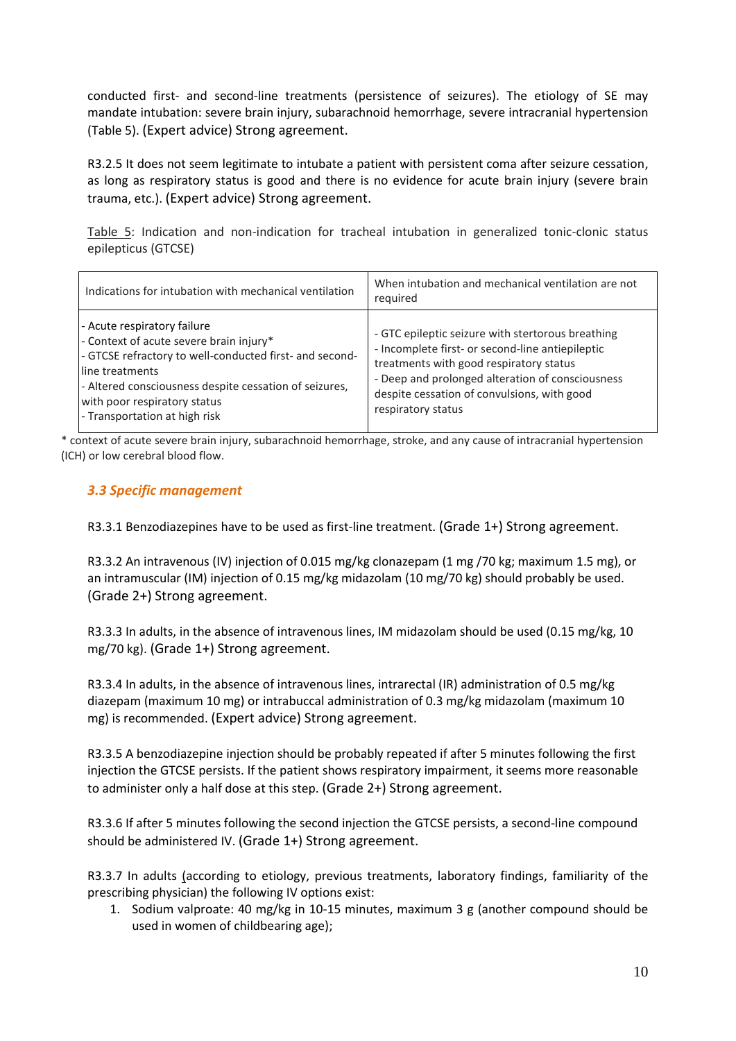conducted first- and second-line treatments (persistence of seizures). The etiology of SE may mandate intubation: severe brain injury, subarachnoid hemorrhage, severe intracranial hypertension (Table 5). (Expert advice) Strong agreement.

R3.2.5 It does not seem legitimate to intubate a patient with persistent coma after seizure cessation, as long as respiratory status is good and there is no evidence for acute brain injury (severe brain trauma, etc.). (Expert advice) Strong agreement.

Table 5: Indication and non-indication for tracheal intubation in generalized tonic-clonic status epilepticus (GTCSE)

| Indications for intubation with mechanical ventilation | When intubation and mechanical ventilation are not required |
|---|---|
| - Acute respiratory failure<br>- Context of acute severe brain injury*<br>- GTCSE refractory to well-conducted first- and second-line treatments<br>- Altered consciousness despite cessation of seizures, with poor respiratory status<br>- Transportation at high risk | - GTC epileptic seizure with stertorous breathing<br>- Incomplete first- or second-line antiepileptic treatments with good respiratory status<br>- Deep and prolonged alteration of consciousness despite cessation of convulsions, with good respiratory status |

* context of acute severe brain injury, subarachnoid hemorrhage, stroke, and any cause of intracranial hypertension (ICH) or low cerebral blood flow.

### *3.3 Specific management*

R3.3.1 Benzodiazepines have to be used as first-line treatment. (Grade 1+) Strong agreement.

R3.3.2 An intravenous (IV) injection of 0.015 mg/kg clonazepam (1 mg /70 kg; maximum 1.5 mg), or an intramuscular (IM) injection of 0.15 mg/kg midazolam (10 mg/70 kg) should probably be used. (Grade 2+) Strong agreement.

R3.3.3 In adults, in the absence of intravenous lines, IM midazolam should be used (0.15 mg/kg, 10 mg/70 kg). (Grade 1+) Strong agreement.

R3.3.4 In adults, in the absence of intravenous lines, intrarectal (IR) administration of 0.5 mg/kg diazepam (maximum 10 mg) or intrabuccal administration of 0.3 mg/kg midazolam (maximum 10 mg) is recommended. (Expert advice) Strong agreement.

R3.3.5 A benzodiazepine injection should be probably repeated if after 5 minutes following the first injection the GTCSE persists. If the patient shows respiratory impairment, it seems more reasonable to administer only a half dose at this step. (Grade 2+) Strong agreement.

R3.3.6 If after 5 minutes following the second injection the GTCSE persists, a second-line compound should be administered IV. (Grade 1+) Strong agreement.

R3.3.7 In adults (according to etiology, previous treatments, laboratory findings, familiarity of the prescribing physician) the following IV options exist:

1. Sodium valproate: 40 mg/kg in 10-15 minutes, maximum 3 g (another compound should be used in women of childbearing age);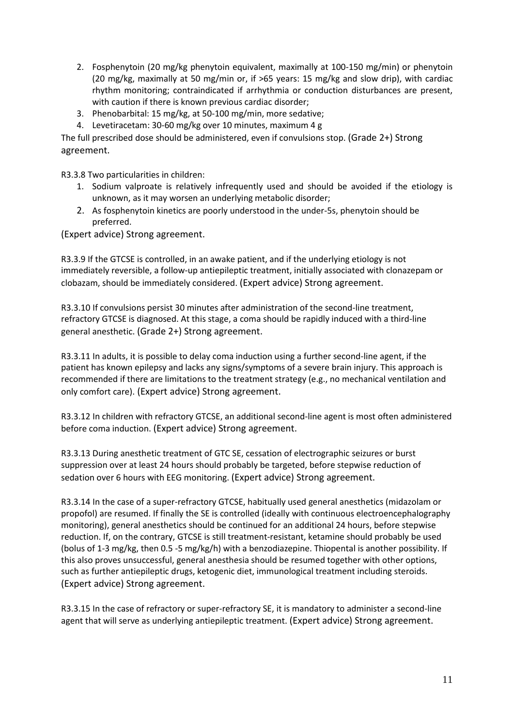2. Fosphenytoin (20 mg/kg phenytoin equivalent, maximally at 100-150 mg/min) or phenytoin (20 mg/kg, maximally at 50 mg/min or, if >65 years: 15 mg/kg and slow drip), with cardiac rhythm monitoring; contraindicated if arrhythmia or conduction disturbances are present, with caution if there is known previous cardiac disorder;
3. Phenobarbital: 15 mg/kg, at 50-100 mg/min, more sedative;
4. Levetiracetam: 30-60 mg/kg over 10 minutes, maximum 4 g

The full prescribed dose should be administered, even if convulsions stop. (Grade 2+) Strong agreement.

R3.3.8 Two particularities in children:

1. Sodium valproate is relatively infrequently used and should be avoided if the etiology is unknown, as it may worsen an underlying metabolic disorder;
2. As fosphenytoin kinetics are poorly understood in the under-5s, phenytoin should be preferred.

(Expert advice) Strong agreement.

R3.3.9 If the GTCSE is controlled, in an awake patient, and if the underlying etiology is not immediately reversible, a follow-up antiepileptic treatment, initially associated with clonazepam or clobazam, should be immediately considered. (Expert advice) Strong agreement.

R3.3.10 If convulsions persist 30 minutes after administration of the second-line treatment, refractory GTCSE is diagnosed. At this stage, a coma should be rapidly induced with a third-line general anesthetic. (Grade 2+) Strong agreement.

R3.3.11 In adults, it is possible to delay coma induction using a further second-line agent, if the patient has known epilepsy and lacks any signs/symptoms of a severe brain injury. This approach is recommended if there are limitations to the treatment strategy (e.g., no mechanical ventilation and only comfort care). (Expert advice) Strong agreement.

R3.3.12 In children with refractory GTCSE, an additional second-line agent is most often administered before coma induction. (Expert advice) Strong agreement.

R3.3.13 During anesthetic treatment of GTC SE, cessation of electrographic seizures or burst suppression over at least 24 hours should probably be targeted, before stepwise reduction of sedation over 6 hours with EEG monitoring. (Expert advice) Strong agreement.

R3.3.14 In the case of a super-refractory GTCSE, habitually used general anesthetics (midazolam or propofol) are resumed. If finally the SE is controlled (ideally with continuous electroencephalography monitoring), general anesthetics should be continued for an additional 24 hours, before stepwise reduction. If, on the contrary, GTCSE is still treatment-resistant, ketamine should probably be used (bolus of 1-3 mg/kg, then 0.5 -5 mg/kg/h) with a benzodiazepine. Thiopental is another possibility. If this also proves unsuccessful, general anesthesia should be resumed together with other options, such as further antiepileptic drugs, ketogenic diet, immunological treatment including steroids. (Expert advice) Strong agreement.

R3.3.15 In the case of refractory or super-refractory SE, it is mandatory to administer a second-line agent that will serve as underlying antiepileptic treatment. (Expert advice) Strong agreement.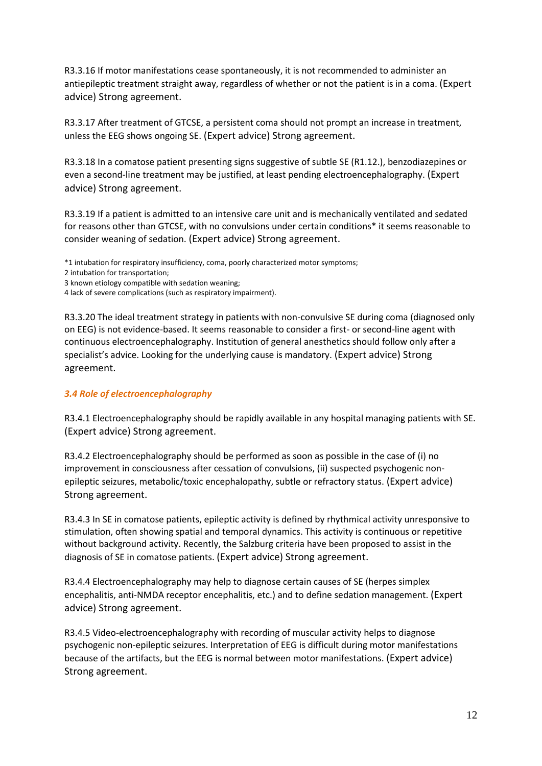R3.3.16 If motor manifestations cease spontaneously, it is not recommended to administer an antiepileptic treatment straight away, regardless of whether or not the patient is in a coma. (Expert advice) Strong agreement.

R3.3.17 After treatment of GTCSE, a persistent coma should not prompt an increase in treatment, unless the EEG shows ongoing SE. (Expert advice) Strong agreement.

R3.3.18 In a comatose patient presenting signs suggestive of subtle SE (R1.12.), benzodiazepines or even a second-line treatment may be justified, at least pending electroencephalography. (Expert advice) Strong agreement.

R3.3.19 If a patient is admitted to an intensive care unit and is mechanically ventilated and sedated for reasons other than GTCSE, with no convulsions under certain conditions* it seems reasonable to consider weaning of sedation. (Expert advice) Strong agreement.

*1 intubation for respiratory insufficiency, coma, poorly characterized motor symptoms;
2 intubation for transportation;
3 known etiology compatible with sedation weaning;
4 lack of severe complications (such as respiratory impairment).

R3.3.20 The ideal treatment strategy in patients with non-convulsive SE during coma (diagnosed only on EEG) is not evidence-based. It seems reasonable to consider a first- or second-line agent with continuous electroencephalography. Institution of general anesthetics should follow only after a specialist's advice. Looking for the underlying cause is mandatory. (Expert advice) Strong agreement.

### *3.4 Role of electroencephalography*

R3.4.1 Electroencephalography should be rapidly available in any hospital managing patients with SE. (Expert advice) Strong agreement.

R3.4.2 Electroencephalography should be performed as soon as possible in the case of (i) no improvement in consciousness after cessation of convulsions, (ii) suspected psychogenic non-epileptic seizures, metabolic/toxic encephalopathy, subtle or refractory status. (Expert advice) Strong agreement.

R3.4.3 In SE in comatose patients, epileptic activity is defined by rhythmical activity unresponsive to stimulation, often showing spatial and temporal dynamics. This activity is continuous or repetitive without background activity. Recently, the Salzburg criteria have been proposed to assist in the diagnosis of SE in comatose patients. (Expert advice) Strong agreement.

R3.4.4 Electroencephalography may help to diagnose certain causes of SE (herpes simplex encephalitis, anti-NMDA receptor encephalitis, etc.) and to define sedation management. (Expert advice) Strong agreement.

R3.4.5 Video-electroencephalography with recording of muscular activity helps to diagnose psychogenic non-epileptic seizures. Interpretation of EEG is difficult during motor manifestations because of the artifacts, but the EEG is normal between motor manifestations. (Expert advice) Strong agreement.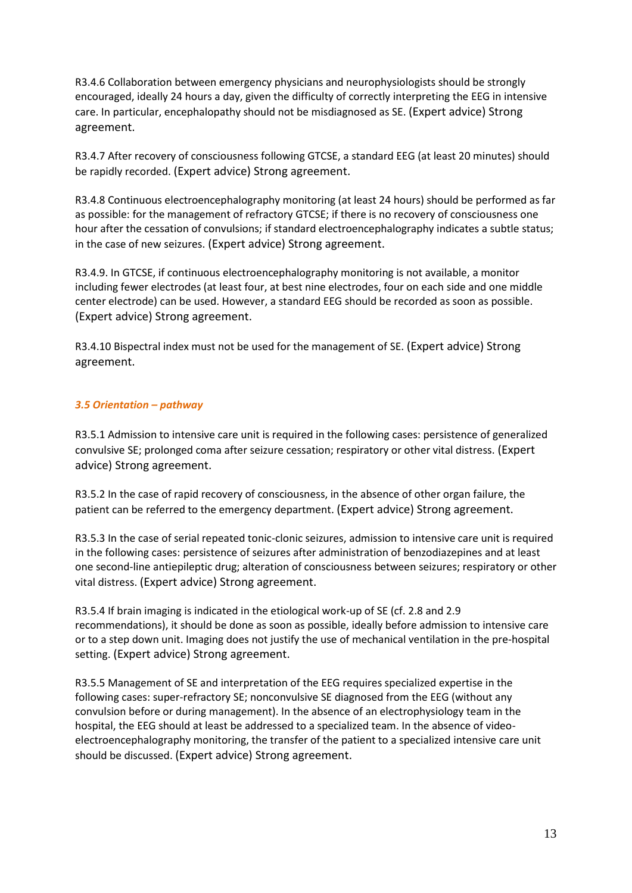R3.4.6 Collaboration between emergency physicians and neurophysiologists should be strongly encouraged, ideally 24 hours a day, given the difficulty of correctly interpreting the EEG in intensive care. In particular, encephalopathy should not be misdiagnosed as SE. (Expert advice) Strong agreement.

R3.4.7 After recovery of consciousness following GTCSE, a standard EEG (at least 20 minutes) should be rapidly recorded. (Expert advice) Strong agreement.

R3.4.8 Continuous electroencephalography monitoring (at least 24 hours) should be performed as far as possible: for the management of refractory GTCSE; if there is no recovery of consciousness one hour after the cessation of convulsions; if standard electroencephalography indicates a subtle status; in the case of new seizures. (Expert advice) Strong agreement.

R3.4.9. In GTCSE, if continuous electroencephalography monitoring is not available, a monitor including fewer electrodes (at least four, at best nine electrodes, four on each side and one middle center electrode) can be used. However, a standard EEG should be recorded as soon as possible. (Expert advice) Strong agreement.

R3.4.10 Bispectral index must not be used for the management of SE. (Expert advice) Strong agreement.

### *3.5 Orientation – pathway*

R3.5.1 Admission to intensive care unit is required in the following cases: persistence of generalized convulsive SE; prolonged coma after seizure cessation; respiratory or other vital distress. (Expert advice) Strong agreement.

R3.5.2 In the case of rapid recovery of consciousness, in the absence of other organ failure, the patient can be referred to the emergency department. (Expert advice) Strong agreement.

R3.5.3 In the case of serial repeated tonic-clonic seizures, admission to intensive care unit is required in the following cases: persistence of seizures after administration of benzodiazepines and at least one second-line antiepileptic drug; alteration of consciousness between seizures; respiratory or other vital distress. (Expert advice) Strong agreement.

R3.5.4 If brain imaging is indicated in the etiological work-up of SE (cf. 2.8 and 2.9 recommendations), it should be done as soon as possible, ideally before admission to intensive care or to a step down unit. Imaging does not justify the use of mechanical ventilation in the pre-hospital setting. (Expert advice) Strong agreement.

R3.5.5 Management of SE and interpretation of the EEG requires specialized expertise in the following cases: super-refractory SE; nonconvulsive SE diagnosed from the EEG (without any convulsion before or during management). In the absence of an electrophysiology team in the hospital, the EEG should at least be addressed to a specialized team. In the absence of video-electroencephalography monitoring, the transfer of the patient to a specialized intensive care unit should be discussed. (Expert advice) Strong agreement.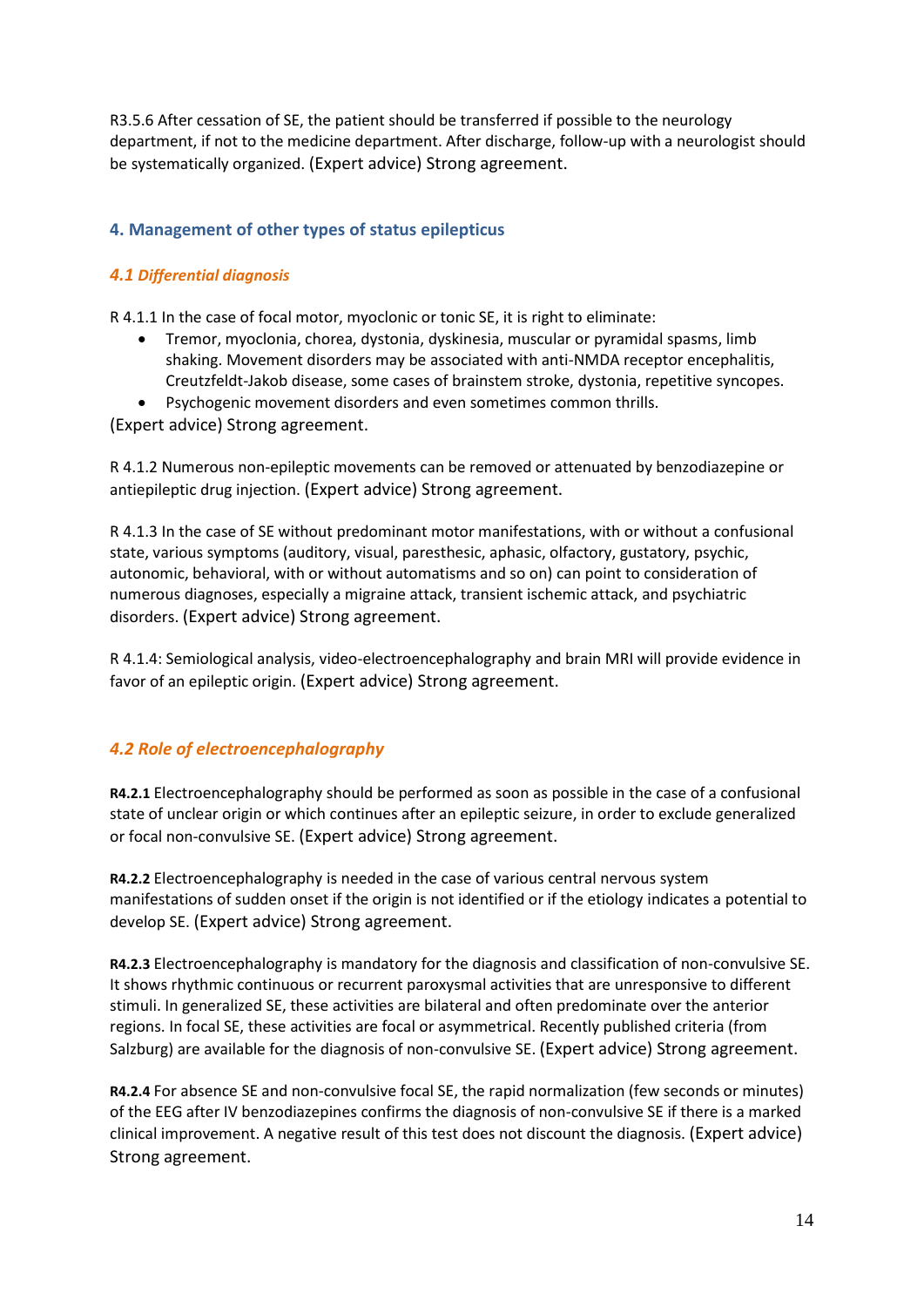R3.5.6 After cessation of SE, the patient should be transferred if possible to the neurology department, if not to the medicine department. After discharge, follow-up with a neurologist should be systematically organized. (Expert advice) Strong agreement.

## 4. Management of other types of status epilepticus

### *4.1 Differential diagnosis*

R 4.1.1 In the case of focal motor, myoclonic or tonic SE, it is right to eliminate:

- Tremor, myoclonia, chorea, dystonia, dyskinesia, muscular or pyramidal spasms, limb shaking. Movement disorders may be associated with anti-NMDA receptor encephalitis, Creutzfeldt-Jakob disease, some cases of brainstem stroke, dystonia, repetitive syncopes.
- Psychogenic movement disorders and even sometimes common thrills.

(Expert advice) Strong agreement.

R 4.1.2 Numerous non-epileptic movements can be removed or attenuated by benzodiazepine or antiepileptic drug injection. (Expert advice) Strong agreement.

R 4.1.3 In the case of SE without predominant motor manifestations, with or without a confusional state, various symptoms (auditory, visual, paresthesic, aphasic, olfactory, gustatory, psychic, autonomic, behavioral, with or without automatisms and so on) can point to consideration of numerous diagnoses, especially a migraine attack, transient ischemic attack, and psychiatric disorders. (Expert advice) Strong agreement.

R 4.1.4: Semiological analysis, video-electroencephalography and brain MRI will provide evidence in favor of an epileptic origin. (Expert advice) Strong agreement.

### *4.2 Role of electroencephalography*

**R4.2.1** Electroencephalography should be performed as soon as possible in the case of a confusional state of unclear origin or which continues after an epileptic seizure, in order to exclude generalized or focal non-convulsive SE. (Expert advice) Strong agreement.

**R4.2.2** Electroencephalography is needed in the case of various central nervous system manifestations of sudden onset if the origin is not identified or if the etiology indicates a potential to develop SE. (Expert advice) Strong agreement.

**R4.2.3** Electroencephalography is mandatory for the diagnosis and classification of non-convulsive SE. It shows rhythmic continuous or recurrent paroxysmal activities that are unresponsive to different stimuli. In generalized SE, these activities are bilateral and often predominate over the anterior regions. In focal SE, these activities are focal or asymmetrical. Recently published criteria (from Salzburg) are available for the diagnosis of non-convulsive SE. (Expert advice) Strong agreement.

**R4.2.4** For absence SE and non-convulsive focal SE, the rapid normalization (few seconds or minutes) of the EEG after IV benzodiazepines confirms the diagnosis of non-convulsive SE if there is a marked clinical improvement. A negative result of this test does not discount the diagnosis. (Expert advice) Strong agreement.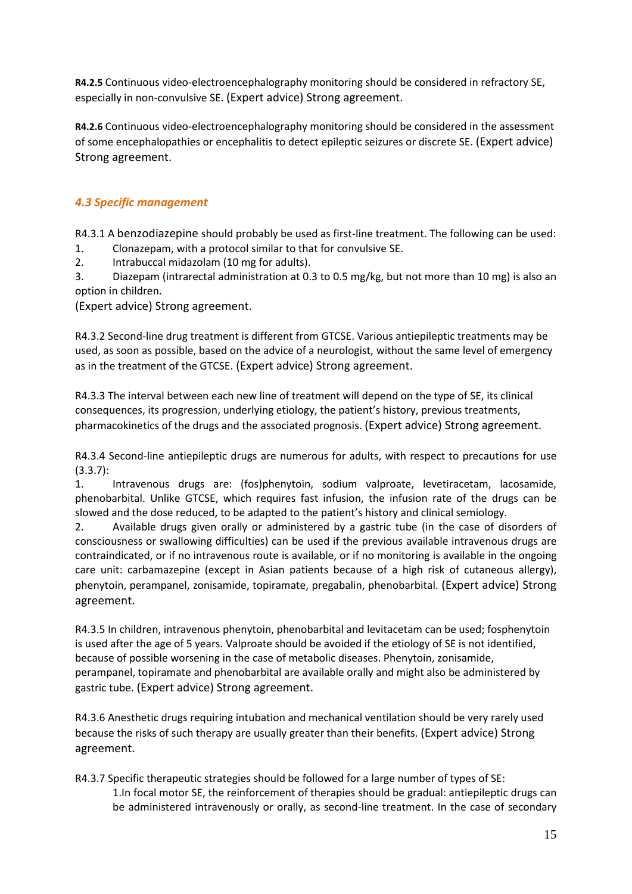**R4.2.5** Continuous video-electroencephalography monitoring should be considered in refractory SE, especially in non-convulsive SE. (Expert advice) Strong agreement.

**R4.2.6** Continuous video-electroencephalography monitoring should be considered in the assessment of some encephalopathies or encephalitis to detect epileptic seizures or discrete SE. (Expert advice) Strong agreement.

### *4.3 Specific management*

R4.3.1 A benzodiazepine should probably be used as first-line treatment. The following can be used:

1. Clonazepam, with a protocol similar to that for convulsive SE.
2. Intrabuccal midazolam (10 mg for adults).
3. Diazepam (intrarectal administration at 0.3 to 0.5 mg/kg, but not more than 10 mg) is also an option in children.

(Expert advice) Strong agreement.

R4.3.2 Second-line drug treatment is different from GTCSE. Various antiepileptic treatments may be used, as soon as possible, based on the advice of a neurologist, without the same level of emergency as in the treatment of the GTCSE. (Expert advice) Strong agreement.

R4.3.3 The interval between each new line of treatment will depend on the type of SE, its clinical consequences, its progression, underlying etiology, the patient's history, previous treatments, pharmacokinetics of the drugs and the associated prognosis. (Expert advice) Strong agreement.

R4.3.4 Second-line antiepileptic drugs are numerous for adults, with respect to precautions for use (3.3.7):

1. Intravenous drugs are: (fos)phenytoin, sodium valproate, levetiracetam, lacosamide, phenobarbital. Unlike GTCSE, which requires fast infusion, the infusion rate of the drugs can be slowed and the dose reduced, to be adapted to the patient's history and clinical semiology.
2. Available drugs given orally or administered by a gastric tube (in the case of disorders of consciousness or swallowing difficulties) can be used if the previous available intravenous drugs are contraindicated, or if no intravenous route is available, or if no monitoring is available in the ongoing care unit: carbamazepine (except in Asian patients because of a high risk of cutaneous allergy), phenytoin, perampanel, zonisamide, topiramate, pregabalin, phenobarbital. (Expert advice) Strong agreement.

R4.3.5 In children, intravenous phenytoin, phenobarbital and levitacetam can be used; fosphenytoin is used after the age of 5 years. Valproate should be avoided if the etiology of SE is not identified, because of possible worsening in the case of metabolic diseases. Phenytoin, zonisamide, perampanel, topiramate and phenobarbital are available orally and might also be administered by gastric tube. (Expert advice) Strong agreement.

R4.3.6 Anesthetic drugs requiring intubation and mechanical ventilation should be very rarely used because the risks of such therapy are usually greater than their benefits. (Expert advice) Strong agreement.

R4.3.7 Specific therapeutic strategies should be followed for a large number of types of SE:

1. In focal motor SE, the reinforcement of therapies should be gradual: antiepileptic drugs can be administered intravenously or orally, as second-line treatment. In the case of secondary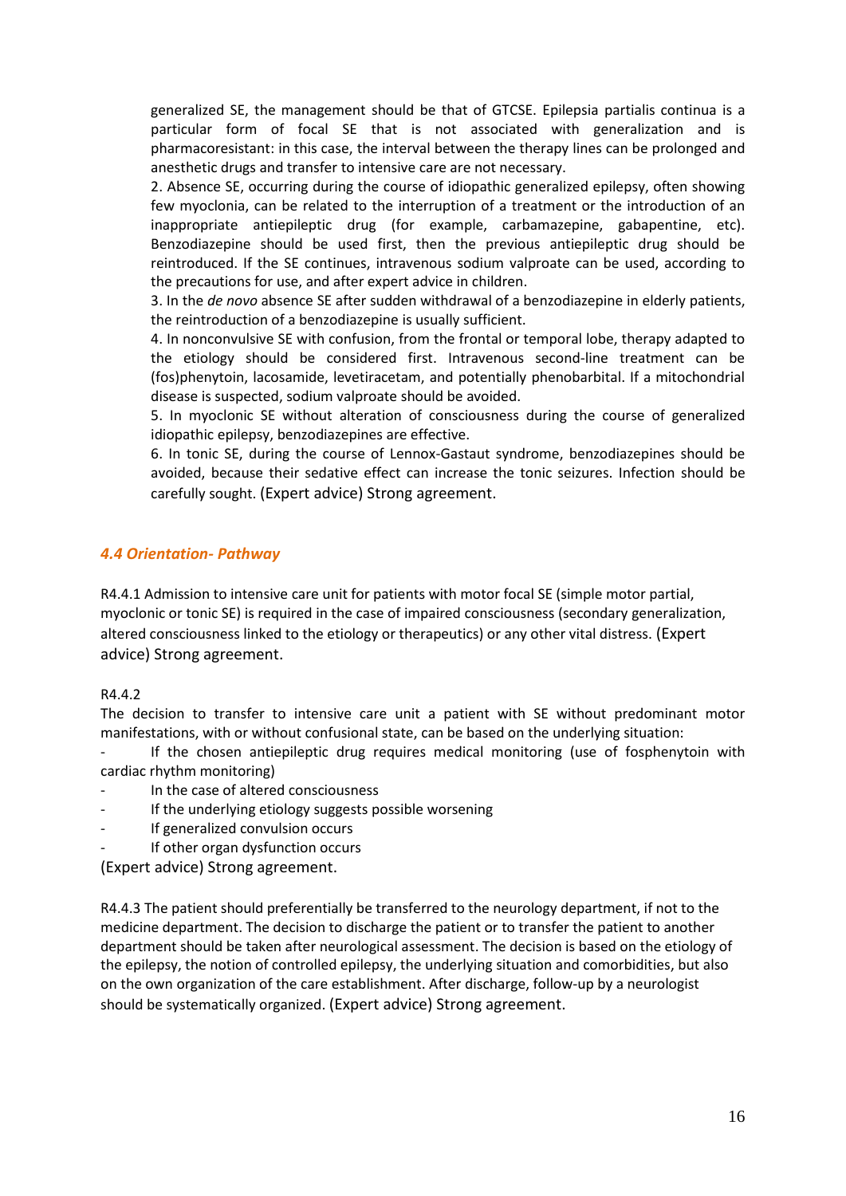generalized SE, the management should be that of GTCSE. Epilepsia partialis continua is a particular form of focal SE that is not associated with generalization and is pharmacoresistant: in this case, the interval between the therapy lines can be prolonged and anesthetic drugs and transfer to intensive care are not necessary.

2. Absence SE, occurring during the course of idiopathic generalized epilepsy, often showing few myoclonia, can be related to the interruption of a treatment or the introduction of an inappropriate antiepileptic drug (for example, carbamazepine, gabapentine, etc). Benzodiazepine should be used first, then the previous antiepileptic drug should be reintroduced. If the SE continues, intravenous sodium valproate can be used, according to the precautions for use, and after expert advice in children.

3. In the *de novo* absence SE after sudden withdrawal of a benzodiazepine in elderly patients, the reintroduction of a benzodiazepine is usually sufficient.

4. In nonconvulsive SE with confusion, from the frontal or temporal lobe, therapy adapted to the etiology should be considered first. Intravenous second-line treatment can be (fos)phenytoin, lacosamide, levetiracetam, and potentially phenobarbital. If a mitochondrial disease is suspected, sodium valproate should be avoided.

5. In myoclonic SE without alteration of consciousness during the course of generalized idiopathic epilepsy, benzodiazepines are effective.

6. In tonic SE, during the course of Lennox-Gastaut syndrome, benzodiazepines should be avoided, because their sedative effect can increase the tonic seizures. Infection should be carefully sought. (Expert advice) Strong agreement.

### *4.4 Orientation- Pathway*

R4.4.1 Admission to intensive care unit for patients with motor focal SE (simple motor partial, myoclonic or tonic SE) is required in the case of impaired consciousness (secondary generalization, altered consciousness linked to the etiology or therapeutics) or any other vital distress. (Expert advice) Strong agreement.

R4.4.2

The decision to transfer to intensive care unit a patient with SE without predominant motor manifestations, with or without confusional state, can be based on the underlying situation:

- If the chosen antiepileptic drug requires medical monitoring (use of fosphenytoin with cardiac rhythm monitoring)
- In the case of altered consciousness
- If the underlying etiology suggests possible worsening
- If generalized convulsion occurs
- If other organ dysfunction occurs

(Expert advice) Strong agreement.

R4.4.3 The patient should preferentially be transferred to the neurology department, if not to the medicine department. The decision to discharge the patient or to transfer the patient to another department should be taken after neurological assessment. The decision is based on the etiology of the epilepsy, the notion of controlled epilepsy, the underlying situation and comorbidities, but also on the own organization of the care establishment. After discharge, follow-up by a neurologist should be systematically organized. (Expert advice) Strong agreement.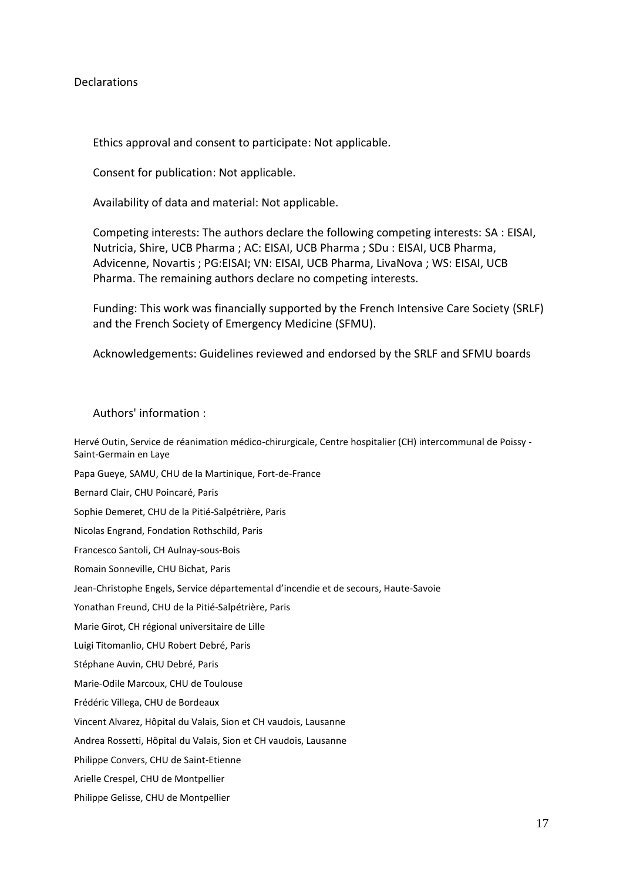Declarations

Ethics approval and consent to participate: Not applicable.

Consent for publication: Not applicable.

Availability of data and material: Not applicable.

Competing interests: The authors declare the following competing interests: SA : EISAI, Nutricia, Shire, UCB Pharma ; AC: EISAI, UCB Pharma ; SDu : EISAI, UCB Pharma, Advicenne, Novartis ; PG:EISAI; VN: EISAI, UCB Pharma, LivaNova ; WS: EISAI, UCB Pharma. The remaining authors declare no competing interests.

Funding: This work was financially supported by the French Intensive Care Society (SRLF) and the French Society of Emergency Medicine (SFMU).

Acknowledgements: Guidelines reviewed and endorsed by the SRLF and SFMU boards

Authors' information :

Hervé Outin, Service de réanimation médico-chirurgicale, Centre hospitalier (CH) intercommunal de Poissy - Saint-Germain en Laye

Papa Gueye, SAMU, CHU de la Martinique, Fort-de-France

Bernard Clair, CHU Poincaré, Paris

Sophie Demeret, CHU de la Pitié-Salpétrière, Paris

Nicolas Engrand, Fondation Rothschild, Paris

Francesco Santoli, CH Aulnay-sous-Bois

Romain Sonneville, CHU Bichat, Paris

Jean-Christophe Engels, Service départemental d'incendie et de secours, Haute-Savoie

Yonathan Freund, CHU de la Pitié-Salpétrière, Paris

Marie Girot, CH régional universitaire de Lille

Luigi Titomanlio, CHU Robert Debré, Paris

Stéphane Auvin, CHU Debré, Paris

Marie-Odile Marcoux, CHU de Toulouse

Frédéric Villega, CHU de Bordeaux

Vincent Alvarez, Hôpital du Valais, Sion et CH vaudois, Lausanne

Andrea Rossetti, Hôpital du Valais, Sion et CH vaudois, Lausanne

Philippe Convers, CHU de Saint-Etienne

Arielle Crespel, CHU de Montpellier

Philippe Gelisse, CHU de Montpellier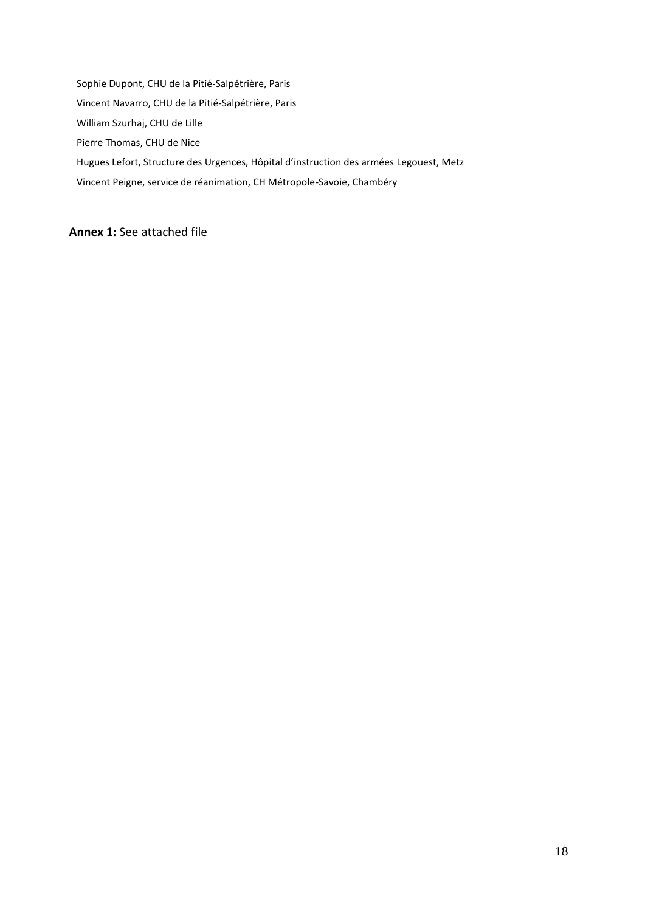Sophie Dupont, CHU de la Pitié-Salpétrière, Paris

Vincent Navarro, CHU de la Pitié-Salpétrière, Paris

William Szurhaj, CHU de Lille

Pierre Thomas, CHU de Nice

Hugues Lefort, Structure des Urgences, Hôpital d'instruction des armées Legouest, Metz

Vincent Peigne, service de réanimation, CH Métropole-Savoie, Chambéry

**Annex 1:** See attached file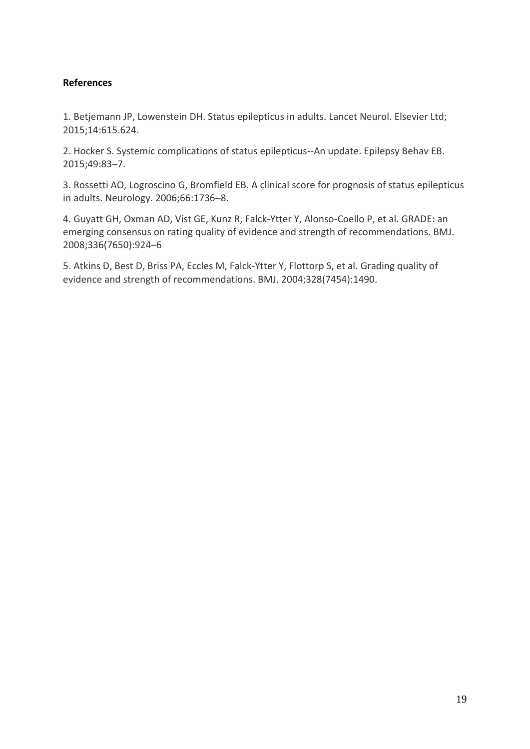**References**

1. Betjemann JP, Lowenstein DH. Status epilepticus in adults. Lancet Neurol. Elsevier Ltd; 2015;14:615.624.

2. Hocker S. Systemic complications of status epilepticus--An update. Epilepsy Behav EB. 2015;49:83–7.

3. Rossetti AO, Logroscino G, Bromfield EB. A clinical score for prognosis of status epilepticus in adults. Neurology. 2006;66:1736–8.

4. Guyatt GH, Oxman AD, Vist GE, Kunz R, Falck-Ytter Y, Alonso-Coello P, et al. GRADE: an emerging consensus on rating quality of evidence and strength of recommendations. BMJ. 2008;336(7650):924–6

5. Atkins D, Best D, Briss PA, Eccles M, Falck-Ytter Y, Flottorp S, et al. Grading quality of evidence and strength of recommendations. BMJ. 2004;328(7454):1490.